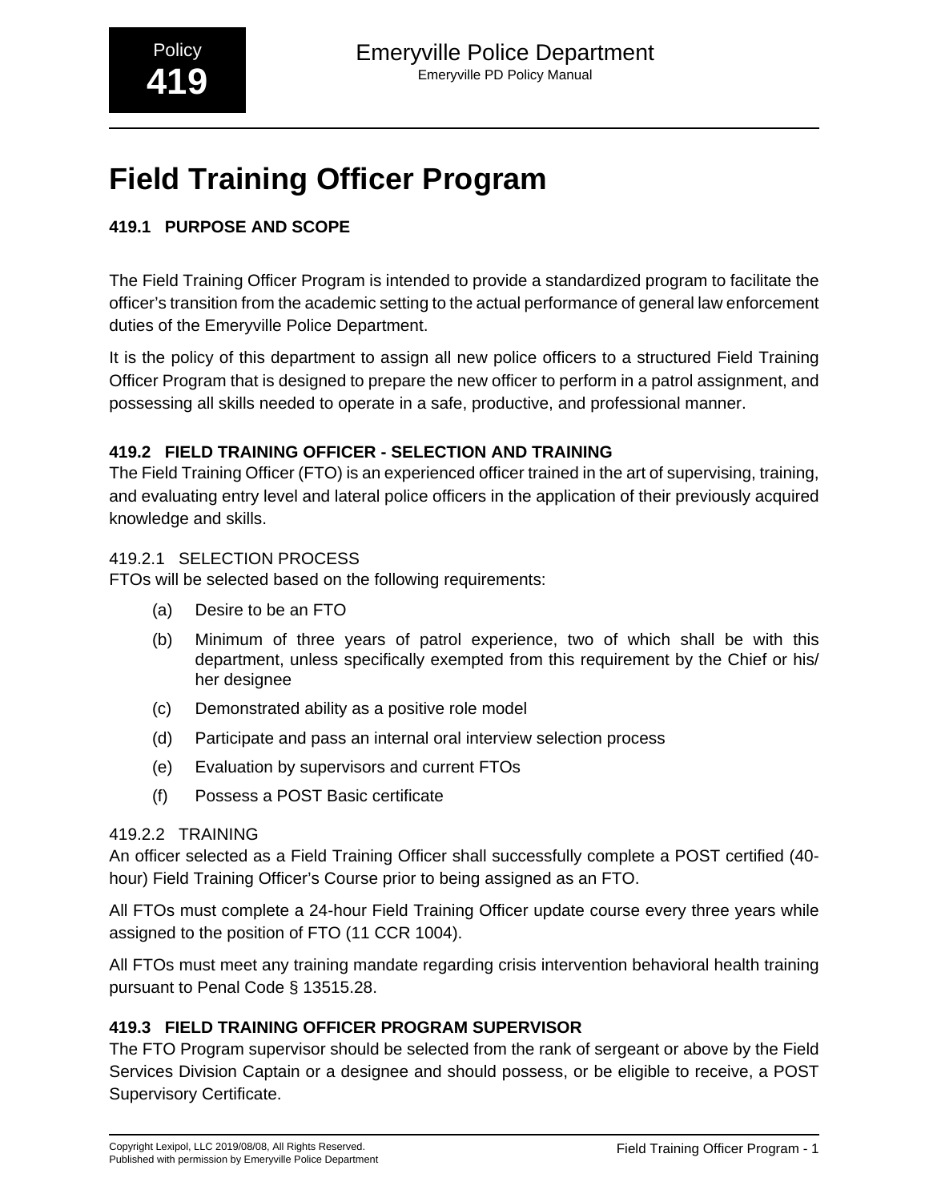# Field Training Officer Program

### 419.1 PURPOSE AND SCOPE

The Field Training Officer Program is intended to provide a standardized program to facilitate the officer's transition from the academic setting to the actual performance of general law enforcement duties of the Emeryville Police Department.

It is the policy of this department to assign all new police officers to a structured Field Training Officer Program that is designed to prepare the new officer to perform in a patrol assignment, and possessing all skills needed to operate in a safe, productive, and professional manner.

### 419.2 FIELD TRAINING OFFICER - SELECTION AND TRAINING

The Field Training Officer (FTO) is an experienced officer trained in the art of supervising, training, and evaluating entry level and lateral police officers in the application of their previously acquired knowledge and skills.

#### 419.2.1 SELECTION PROCESS

FTOs will be selected based on the following requirements:

(a) Desire to be an FTO

(b) Minimum of three years of patrol experience, two of which shall be with this department, unless specifically exempted from this requirement by the Chief or his/her designee

(c) Demonstrated ability as a positive role model

(d) Participate and pass an internal oral interview selection process

(e) Evaluation by supervisors and current FTOs

(f) Possess a POST Basic certificate

#### 419.2.2 TRAINING

An officer selected as a Field Training Officer shall successfully complete a POST certified (40-hour) Field Training Officer's Course prior to being assigned as an FTO.

All FTOs must complete a 24-hour Field Training Officer update course every three years while assigned to the position of FTO (11 CCR 1004).

All FTOs must meet any training mandate regarding crisis intervention behavioral health training pursuant to Penal Code § 13515.28.

### 419.3 FIELD TRAINING OFFICER PROGRAM SUPERVISOR

The FTO Program supervisor should be selected from the rank of sergeant or above by the Field Services Division Captain or a designee and should possess, or be eligible to receive, a POST Supervisory Certificate.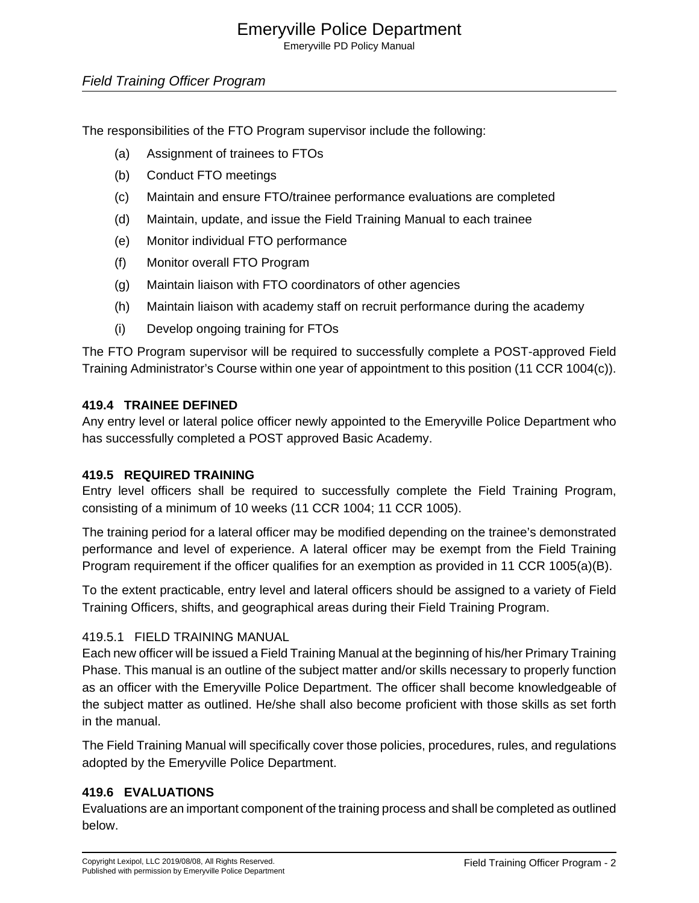The responsibilities of the FTO Program supervisor include the following:

(a) Assignment of trainees to FTOs

(b) Conduct FTO meetings

(c) Maintain and ensure FTO/trainee performance evaluations are completed

(d) Maintain, update, and issue the Field Training Manual to each trainee

(e) Monitor individual FTO performance

(f) Monitor overall FTO Program

(g) Maintain liaison with FTO coordinators of other agencies

(h) Maintain liaison with academy staff on recruit performance during the academy

(i) Develop ongoing training for FTOs

The FTO Program supervisor will be required to successfully complete a POST-approved Field Training Administrator's Course within one year of appointment to this position (11 CCR 1004(c)).

## 419.4 TRAINEE DEFINED

Any entry level or lateral police officer newly appointed to the Emeryville Police Department who has successfully completed a POST approved Basic Academy.

## 419.5 REQUIRED TRAINING

Entry level officers shall be required to successfully complete the Field Training Program, consisting of a minimum of 10 weeks (11 CCR 1004; 11 CCR 1005).

The training period for a lateral officer may be modified depending on the trainee's demonstrated performance and level of experience. A lateral officer may be exempt from the Field Training Program requirement if the officer qualifies for an exemption as provided in 11 CCR 1005(a)(B).

To the extent practicable, entry level and lateral officers should be assigned to a variety of Field Training Officers, shifts, and geographical areas during their Field Training Program.

### 419.5.1 FIELD TRAINING MANUAL

Each new officer will be issued a Field Training Manual at the beginning of his/her Primary Training Phase. This manual is an outline of the subject matter and/or skills necessary to properly function as an officer with the Emeryville Police Department. The officer shall become knowledgeable of the subject matter as outlined. He/she shall also become proficient with those skills as set forth in the manual.

The Field Training Manual will specifically cover those policies, procedures, rules, and regulations adopted by the Emeryville Police Department.

## 419.6 EVALUATIONS

Evaluations are an important component of the training process and shall be completed as outlined below.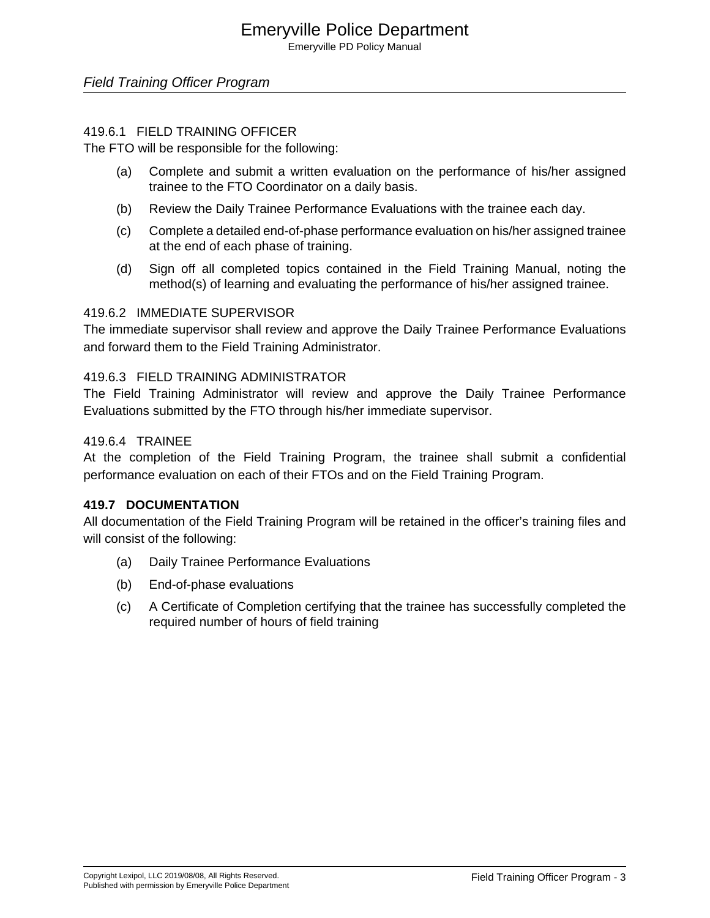#### 419.6.1 FIELD TRAINING OFFICER

The FTO will be responsible for the following:

(a) Complete and submit a written evaluation on the performance of his/her assigned trainee to the FTO Coordinator on a daily basis.

(b) Review the Daily Trainee Performance Evaluations with the trainee each day.

(c) Complete a detailed end-of-phase performance evaluation on his/her assigned trainee at the end of each phase of training.

(d) Sign off all completed topics contained in the Field Training Manual, noting the method(s) of learning and evaluating the performance of his/her assigned trainee.

#### 419.6.2 IMMEDIATE SUPERVISOR

The immediate supervisor shall review and approve the Daily Trainee Performance Evaluations and forward them to the Field Training Administrator.

#### 419.6.3 FIELD TRAINING ADMINISTRATOR

The Field Training Administrator will review and approve the Daily Trainee Performance Evaluations submitted by the FTO through his/her immediate supervisor.

#### 419.6.4 TRAINEE

At the completion of the Field Training Program, the trainee shall submit a confidential performance evaluation on each of their FTOs and on the Field Training Program.

### 419.7 DOCUMENTATION

All documentation of the Field Training Program will be retained in the officer's training files and will consist of the following:

(a) Daily Trainee Performance Evaluations

(b) End-of-phase evaluations

(c) A Certificate of Completion certifying that the trainee has successfully completed the required number of hours of field training